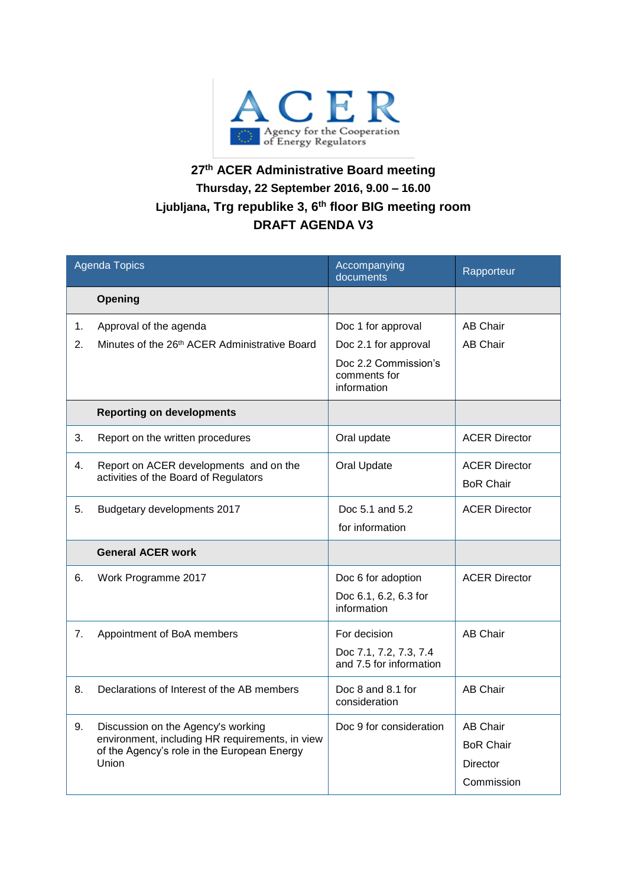ACER
Agency for the Cooperation of Energy Regulators

**27th ACER Administrative Board meeting**
**Thursday, 22 September 2016, 9.00 – 16.00**
**Ljubljana, Trg republike 3, 6th floor BIG meeting room**
**DRAFT AGENDA V3**

| Agenda Topics | Accompanying documents | Rapporteur |
|---|---|---|
| **Opening** | | |
| 1. Approval of the agenda<br>2. Minutes of the 26th ACER Administrative Board | Doc 1 for approval<br>Doc 2.1 for approval<br>Doc 2.2 Commission's comments for information | AB Chair<br>AB Chair |
| **Reporting on developments** | | |
| 3. Report on the written procedures | Oral update | ACER Director |
| 4. Report on ACER developments and on the activities of the Board of Regulators | Oral Update | ACER Director<br>BoR Chair |
| 5. Budgetary developments 2017 | Doc 5.1 and 5.2 for information | ACER Director |
| **General ACER work** | | |
| 6. Work Programme 2017 | Doc 6 for adoption<br>Doc 6.1, 6.2, 6.3 for information | ACER Director |
| 7. Appointment of BoA members | For decision<br>Doc 7.1, 7.2, 7.3, 7.4 and 7.5 for information | AB Chair |
| 8. Declarations of Interest of the AB members | Doc 8 and 8.1 for consideration | AB Chair |
| 9. Discussion on the Agency's working environment, including HR requirements, in view of the Agency's role in the European Energy Union | Doc 9 for consideration | AB Chair<br>BoR Chair<br>Director<br>Commission |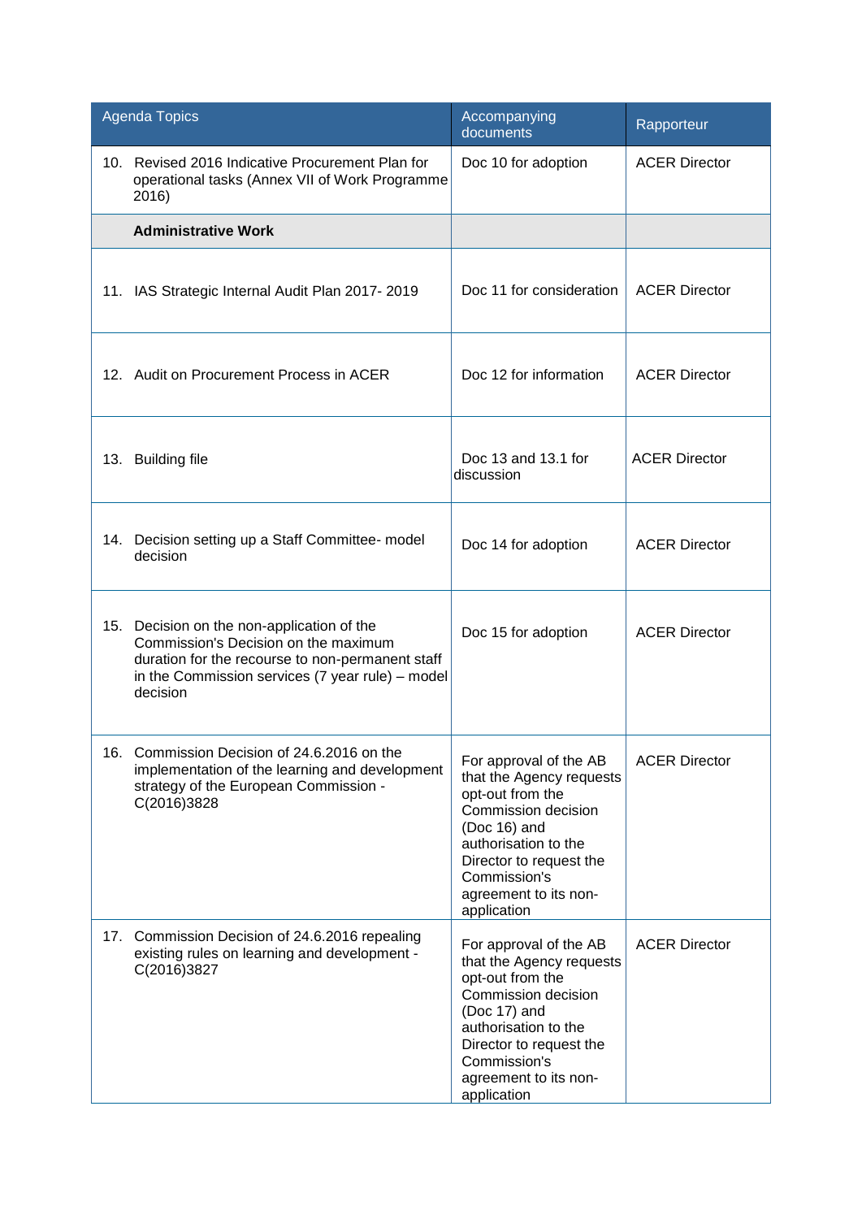| Agenda Topics | Accompanying documents | Rapporteur |
|---|---|---|
| 10. Revised 2016 Indicative Procurement Plan for operational tasks (Annex VII of Work Programme 2016) | Doc 10 for adoption | ACER Director |
| **Administrative Work** | | |
| 11. IAS Strategic Internal Audit Plan 2017- 2019 | Doc 11 for consideration | ACER Director |
| 12. Audit on Procurement Process in ACER | Doc 12 for information | ACER Director |
| 13. Building file | Doc 13 and 13.1 for discussion | ACER Director |
| 14. Decision setting up a Staff Committee- model decision | Doc 14 for adoption | ACER Director |
| 15. Decision on the non-application of the Commission's Decision on the maximum duration for the recourse to non-permanent staff in the Commission services (7 year rule) – model decision | Doc 15 for adoption | ACER Director |
| 16. Commission Decision of 24.6.2016 on the implementation of the learning and development strategy of the European Commission - C(2016)3828 | For approval of the AB that the Agency requests opt-out from the Commission decision (Doc 16) and authorisation to the Director to request the Commission's agreement to its non-application | ACER Director |
| 17. Commission Decision of 24.6.2016 repealing existing rules on learning and development - C(2016)3827 | For approval of the AB that the Agency requests opt-out from the Commission decision (Doc 17) and authorisation to the Director to request the Commission's agreement to its non-application | ACER Director |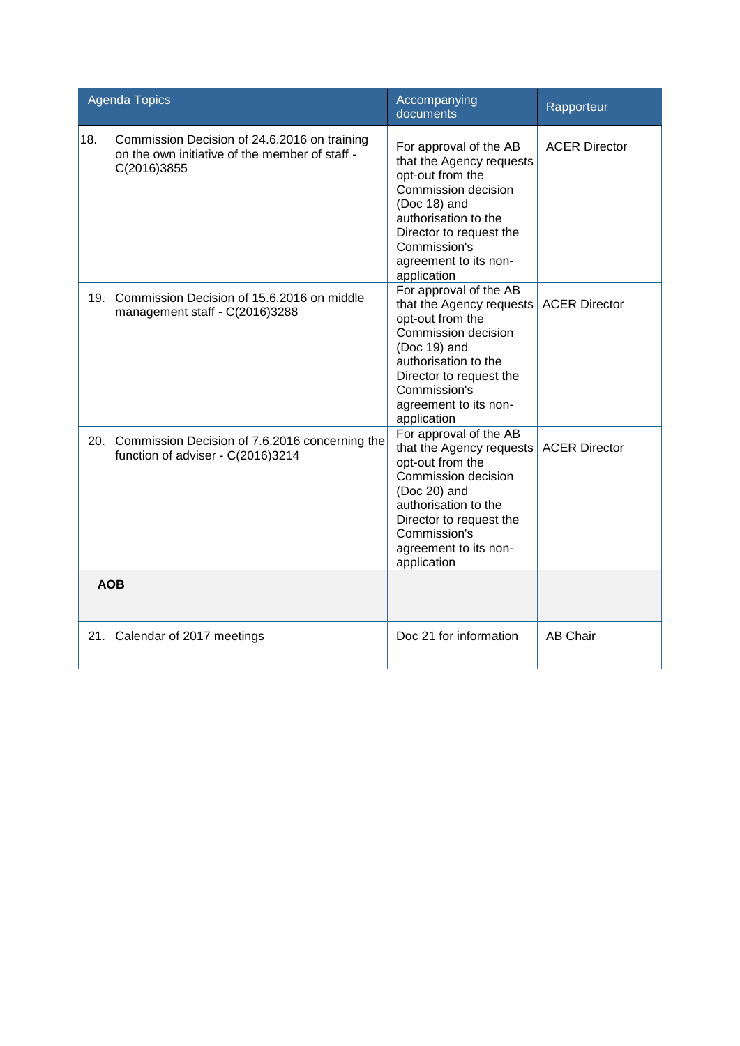| Agenda Topics | Accompanying documents | Rapporteur |
|---|---|---|
| 18. Commission Decision of 24.6.2016 on training on the own initiative of the member of staff - C(2016)3855 | For approval of the AB that the Agency requests opt-out from the Commission decision (Doc 18) and authorisation to the Director to request the Commission's agreement to its non-application | ACER Director |
| 19. Commission Decision of 15.6.2016 on middle management staff - C(2016)3288 | For approval of the AB that the Agency requests opt-out from the Commission decision (Doc 19) and authorisation to the Director to request the Commission's agreement to its non-application | ACER Director |
| 20. Commission Decision of 7.6.2016 concerning the function of adviser - C(2016)3214 | For approval of the AB that the Agency requests opt-out from the Commission decision (Doc 20) and authorisation to the Director to request the Commission's agreement to its non-application | ACER Director |
| **AOB** | | |
| 21. Calendar of 2017 meetings | Doc 21 for information | AB Chair |